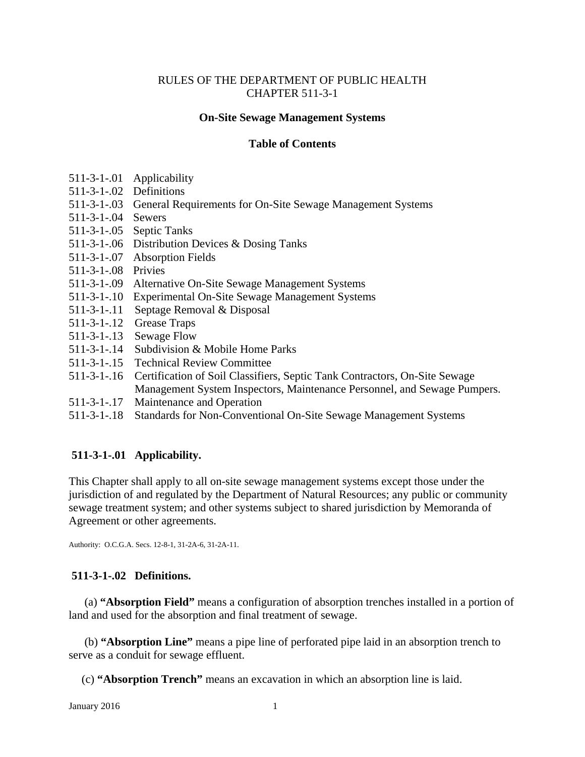RULES OF THE DEPARTMENT OF PUBLIC HEALTH
CHAPTER 511-3-1

**On-Site Sewage Management Systems**

**Table of Contents**

511-3-1-.01 Applicability
511-3-1-.02 Definitions
511-3-1-.03 General Requirements for On-Site Sewage Management Systems
511-3-1-.04 Sewers
511-3-1-.05 Septic Tanks
511-3-1-.06 Distribution Devices & Dosing Tanks
511-3-1-.07 Absorption Fields
511-3-1-.08 Privies
511-3-1-.09 Alternative On-Site Sewage Management Systems
511-3-1-.10 Experimental On-Site Sewage Management Systems
511-3-1-.11 Septage Removal & Disposal
511-3-1-.12 Grease Traps
511-3-1-.13 Sewage Flow
511-3-1-.14 Subdivision & Mobile Home Parks
511-3-1-.15 Technical Review Committee
511-3-1-.16 Certification of Soil Classifiers, Septic Tank Contractors, On-Site Sewage Management System Inspectors, Maintenance Personnel, and Sewage Pumpers.
511-3-1-.17 Maintenance and Operation
511-3-1-.18 Standards for Non-Conventional On-Site Sewage Management Systems

## 511-3-1-.01 Applicability.

This Chapter shall apply to all on-site sewage management systems except those under the jurisdiction of and regulated by the Department of Natural Resources; any public or community sewage treatment system; and other systems subject to shared jurisdiction by Memoranda of Agreement or other agreements.

Authority: O.C.G.A. Secs. 12-8-1, 31-2A-6, 31-2A-11.

## 511-3-1-.02 Definitions.

(a) **"Absorption Field"** means a configuration of absorption trenches installed in a portion of land and used for the absorption and final treatment of sewage.

(b) **"Absorption Line"** means a pipe line of perforated pipe laid in an absorption trench to serve as a conduit for sewage effluent.

(c) **"Absorption Trench"** means an excavation in which an absorption line is laid.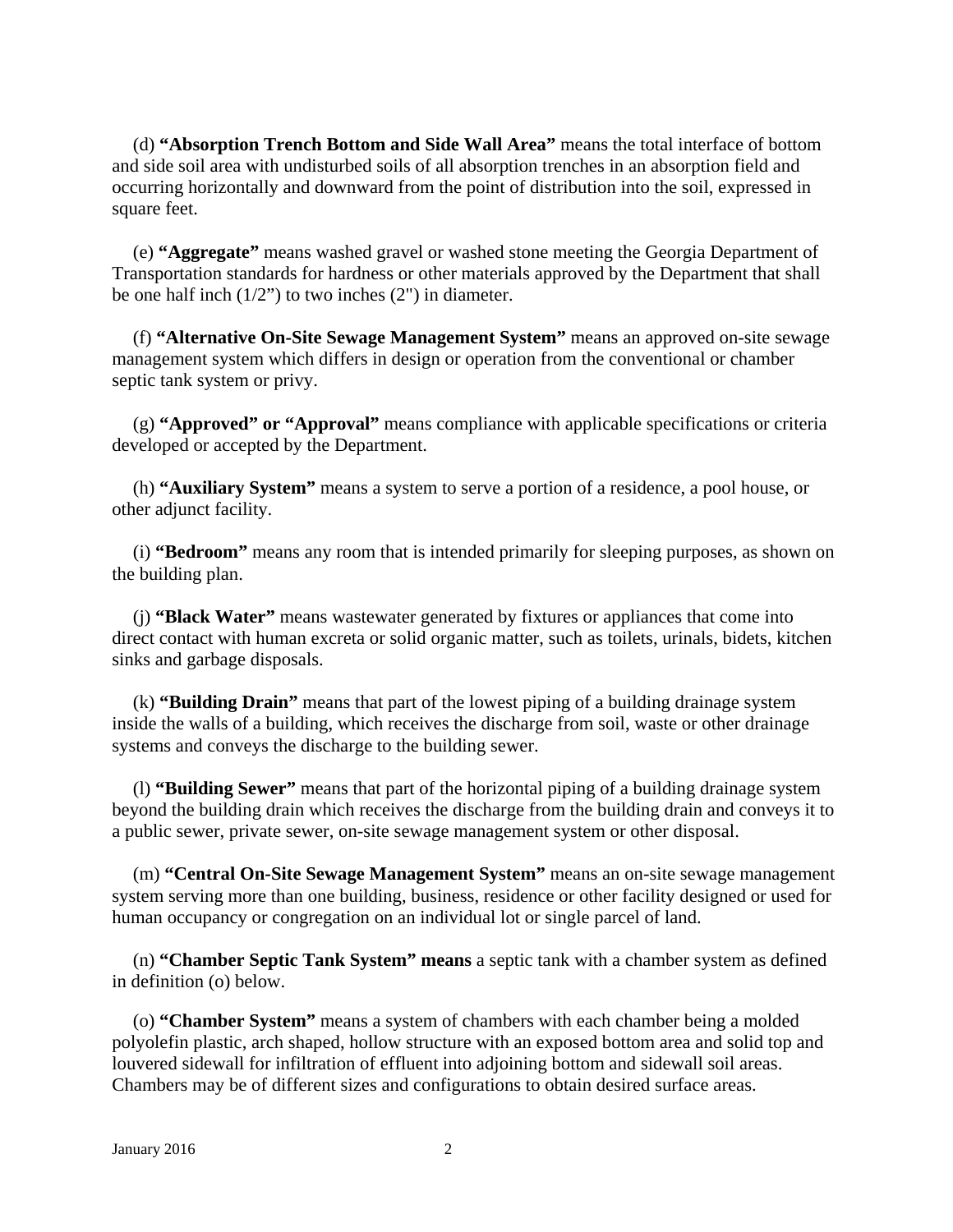(d) **"Absorption Trench Bottom and Side Wall Area"** means the total interface of bottom and side soil area with undisturbed soils of all absorption trenches in an absorption field and occurring horizontally and downward from the point of distribution into the soil, expressed in square feet.

(e) **"Aggregate"** means washed gravel or washed stone meeting the Georgia Department of Transportation standards for hardness or other materials approved by the Department that shall be one half inch (1/2") to two inches (2") in diameter.

(f) **"Alternative On-Site Sewage Management System"** means an approved on-site sewage management system which differs in design or operation from the conventional or chamber septic tank system or privy.

(g) **"Approved" or "Approval"** means compliance with applicable specifications or criteria developed or accepted by the Department.

(h) **"Auxiliary System"** means a system to serve a portion of a residence, a pool house, or other adjunct facility.

(i) **"Bedroom"** means any room that is intended primarily for sleeping purposes, as shown on the building plan.

(j) **"Black Water"** means wastewater generated by fixtures or appliances that come into direct contact with human excreta or solid organic matter, such as toilets, urinals, bidets, kitchen sinks and garbage disposals.

(k) **"Building Drain"** means that part of the lowest piping of a building drainage system inside the walls of a building, which receives the discharge from soil, waste or other drainage systems and conveys the discharge to the building sewer.

(l) **"Building Sewer"** means that part of the horizontal piping of a building drainage system beyond the building drain which receives the discharge from the building drain and conveys it to a public sewer, private sewer, on-site sewage management system or other disposal.

(m) **"Central On-Site Sewage Management System"** means an on-site sewage management system serving more than one building, business, residence or other facility designed or used for human occupancy or congregation on an individual lot or single parcel of land.

(n) **"Chamber Septic Tank System" means** a septic tank with a chamber system as defined in definition (o) below.

(o) **"Chamber System"** means a system of chambers with each chamber being a molded polyolefin plastic, arch shaped, hollow structure with an exposed bottom area and solid top and louvered sidewall for infiltration of effluent into adjoining bottom and sidewall soil areas. Chambers may be of different sizes and configurations to obtain desired surface areas.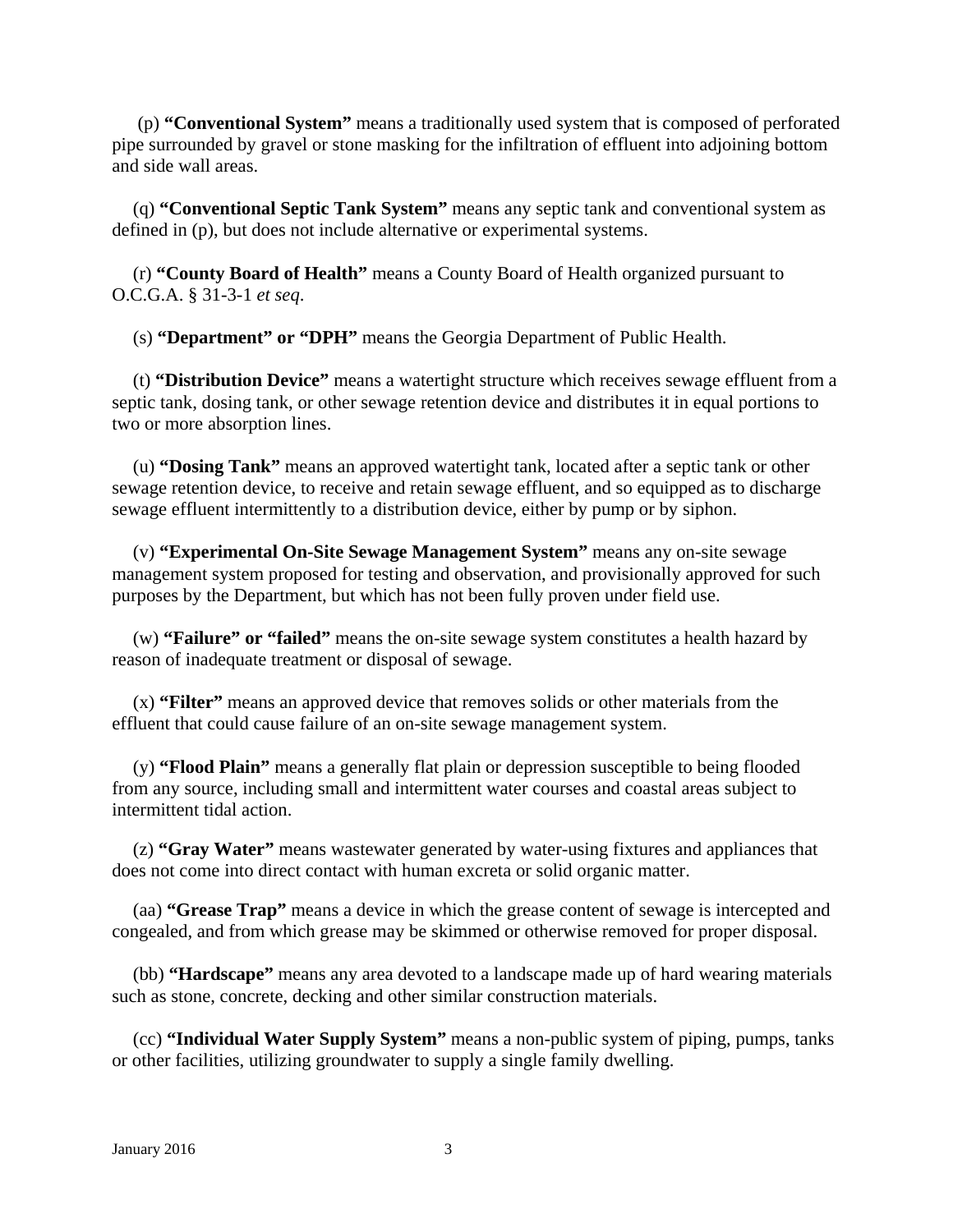(p) **"Conventional System"** means a traditionally used system that is composed of perforated pipe surrounded by gravel or stone masking for the infiltration of effluent into adjoining bottom and side wall areas.

(q) **"Conventional Septic Tank System"** means any septic tank and conventional system as defined in (p), but does not include alternative or experimental systems.

(r) **"County Board of Health"** means a County Board of Health organized pursuant to O.C.G.A. § 31-3-1 *et seq*.

(s) **"Department" or "DPH"** means the Georgia Department of Public Health.

(t) **"Distribution Device"** means a watertight structure which receives sewage effluent from a septic tank, dosing tank, or other sewage retention device and distributes it in equal portions to two or more absorption lines.

(u) **"Dosing Tank"** means an approved watertight tank, located after a septic tank or other sewage retention device, to receive and retain sewage effluent, and so equipped as to discharge sewage effluent intermittently to a distribution device, either by pump or by siphon.

(v) **"Experimental On-Site Sewage Management System"** means any on-site sewage management system proposed for testing and observation, and provisionally approved for such purposes by the Department, but which has not been fully proven under field use.

(w) **"Failure" or "failed"** means the on-site sewage system constitutes a health hazard by reason of inadequate treatment or disposal of sewage.

(x) **"Filter"** means an approved device that removes solids or other materials from the effluent that could cause failure of an on-site sewage management system.

(y) **"Flood Plain"** means a generally flat plain or depression susceptible to being flooded from any source, including small and intermittent water courses and coastal areas subject to intermittent tidal action.

(z) **"Gray Water"** means wastewater generated by water-using fixtures and appliances that does not come into direct contact with human excreta or solid organic matter.

(aa) **"Grease Trap"** means a device in which the grease content of sewage is intercepted and congealed, and from which grease may be skimmed or otherwise removed for proper disposal.

(bb) **"Hardscape"** means any area devoted to a landscape made up of hard wearing materials such as stone, concrete, decking and other similar construction materials.

(cc) **"Individual Water Supply System"** means a non-public system of piping, pumps, tanks or other facilities, utilizing groundwater to supply a single family dwelling.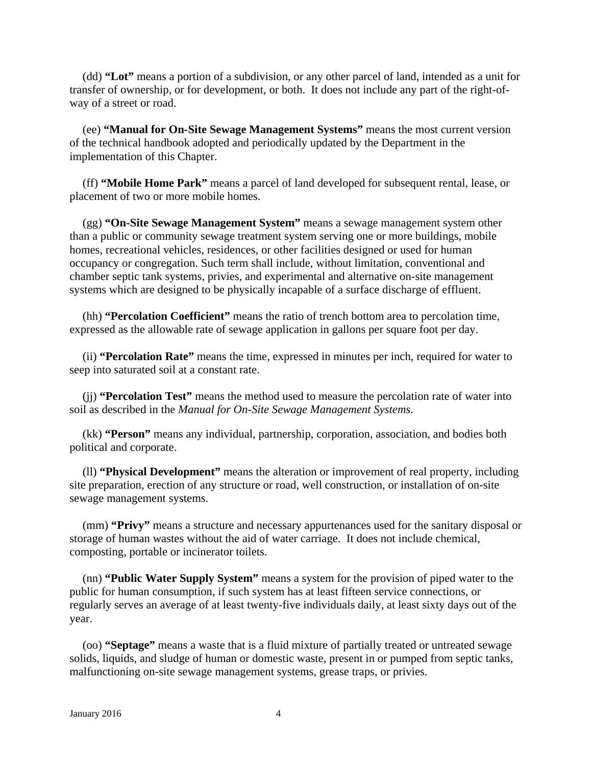(dd) **“Lot”** means a portion of a subdivision, or any other parcel of land, intended as a unit for transfer of ownership, or for development, or both. It does not include any part of the right-of-way of a street or road.

(ee) **“Manual for On-Site Sewage Management Systems”** means the most current version of the technical handbook adopted and periodically updated by the Department in the implementation of this Chapter.

(ff) **“Mobile Home Park”** means a parcel of land developed for subsequent rental, lease, or placement of two or more mobile homes.

(gg) **“On-Site Sewage Management System”** means a sewage management system other than a public or community sewage treatment system serving one or more buildings, mobile homes, recreational vehicles, residences, or other facilities designed or used for human occupancy or congregation. Such term shall include, without limitation, conventional and chamber septic tank systems, privies, and experimental and alternative on-site management systems which are designed to be physically incapable of a surface discharge of effluent.

(hh) **“Percolation Coefficient”** means the ratio of trench bottom area to percolation time, expressed as the allowable rate of sewage application in gallons per square foot per day.

(ii) **“Percolation Rate”** means the time, expressed in minutes per inch, required for water to seep into saturated soil at a constant rate.

(jj) **“Percolation Test”** means the method used to measure the percolation rate of water into soil as described in the *Manual for On-Site Sewage Management Systems*.

(kk) **“Person”** means any individual, partnership, corporation, association, and bodies both political and corporate.

(ll) **“Physical Development”** means the alteration or improvement of real property, including site preparation, erection of any structure or road, well construction, or installation of on-site sewage management systems.

(mm) **“Privy”** means a structure and necessary appurtenances used for the sanitary disposal or storage of human wastes without the aid of water carriage. It does not include chemical, composting, portable or incinerator toilets.

(nn) **“Public Water Supply System”** means a system for the provision of piped water to the public for human consumption, if such system has at least fifteen service connections, or regularly serves an average of at least twenty-five individuals daily, at least sixty days out of the year.

(oo) **“Septage”** means a waste that is a fluid mixture of partially treated or untreated sewage solids, liquids, and sludge of human or domestic waste, present in or pumped from septic tanks, malfunctioning on-site sewage management systems, grease traps, or privies.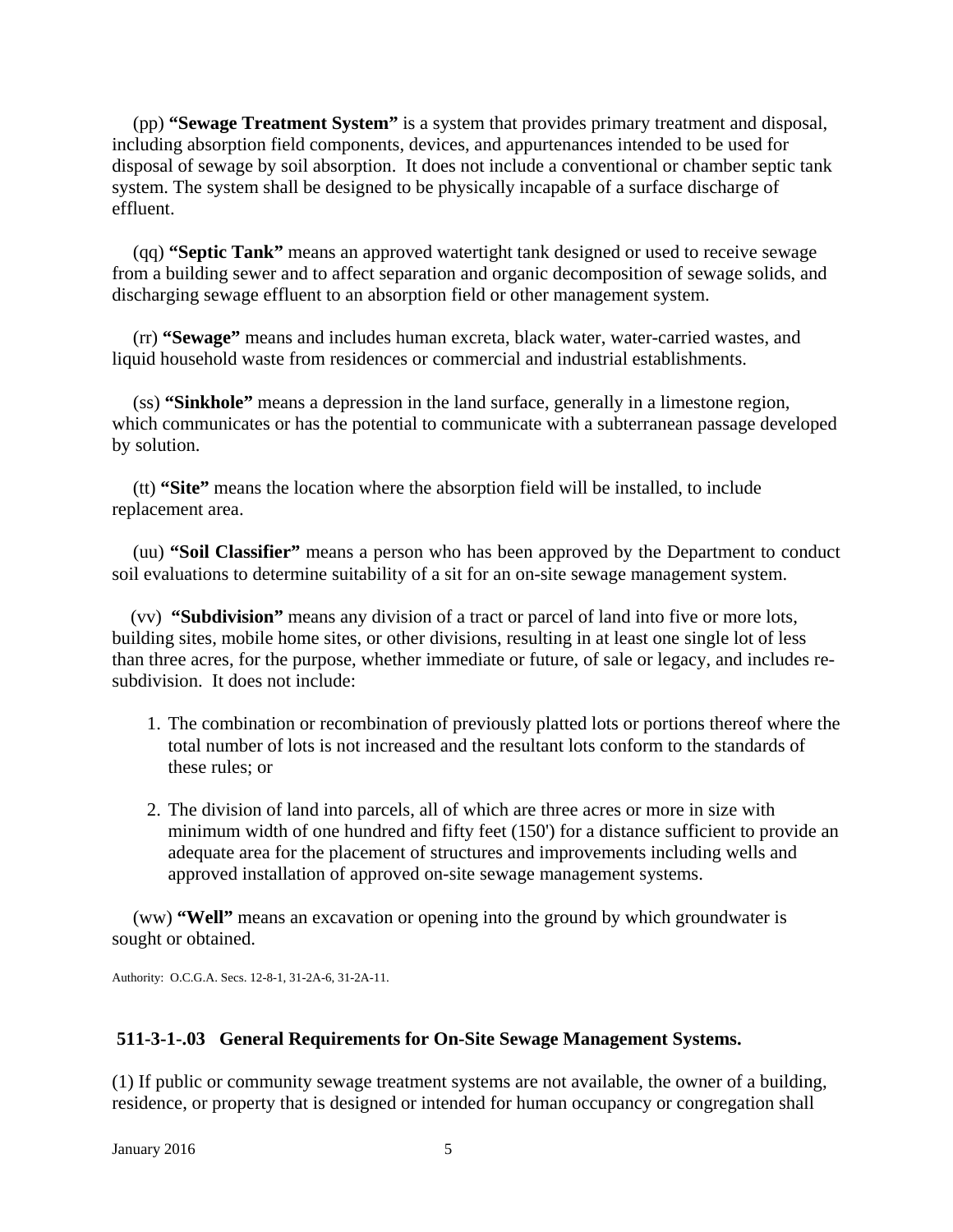(pp) **"Sewage Treatment System"** is a system that provides primary treatment and disposal, including absorption field components, devices, and appurtenances intended to be used for disposal of sewage by soil absorption. It does not include a conventional or chamber septic tank system. The system shall be designed to be physically incapable of a surface discharge of effluent.

(qq) **"Septic Tank"** means an approved watertight tank designed or used to receive sewage from a building sewer and to affect separation and organic decomposition of sewage solids, and discharging sewage effluent to an absorption field or other management system.

(rr) **"Sewage"** means and includes human excreta, black water, water-carried wastes, and liquid household waste from residences or commercial and industrial establishments.

(ss) **"Sinkhole"** means a depression in the land surface, generally in a limestone region, which communicates or has the potential to communicate with a subterranean passage developed by solution.

(tt) **"Site"** means the location where the absorption field will be installed, to include replacement area.

(uu) **"Soil Classifier"** means a person who has been approved by the Department to conduct soil evaluations to determine suitability of a sit for an on-site sewage management system.

(vv) **"Subdivision"** means any division of a tract or parcel of land into five or more lots, building sites, mobile home sites, or other divisions, resulting in at least one single lot of less than three acres, for the purpose, whether immediate or future, of sale or legacy, and includes re-subdivision. It does not include:

1. The combination or recombination of previously platted lots or portions thereof where the total number of lots is not increased and the resultant lots conform to the standards of these rules; or

2. The division of land into parcels, all of which are three acres or more in size with minimum width of one hundred and fifty feet (150') for a distance sufficient to provide an adequate area for the placement of structures and improvements including wells and approved installation of approved on-site sewage management systems.

(ww) **"Well"** means an excavation or opening into the ground by which groundwater is sought or obtained.

Authority: O.C.G.A. Secs. 12-8-1, 31-2A-6, 31-2A-11.

## 511-3-1-.03 General Requirements for On-Site Sewage Management Systems.

(1) If public or community sewage treatment systems are not available, the owner of a building, residence, or property that is designed or intended for human occupancy or congregation shall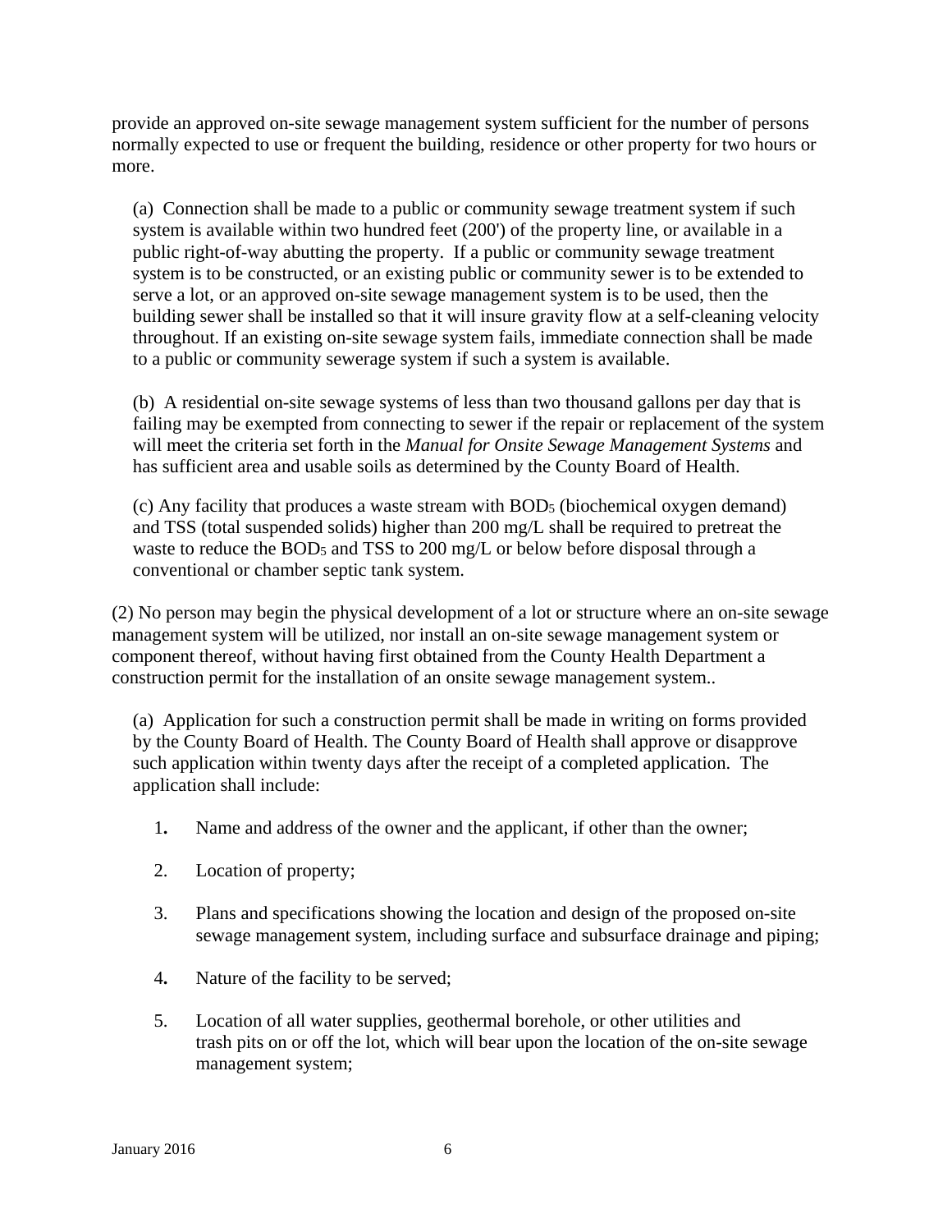provide an approved on-site sewage management system sufficient for the number of persons normally expected to use or frequent the building, residence or other property for two hours or more.

(a) Connection shall be made to a public or community sewage treatment system if such system is available within two hundred feet (200') of the property line, or available in a public right-of-way abutting the property. If a public or community sewage treatment system is to be constructed, or an existing public or community sewer is to be extended to serve a lot, or an approved on-site sewage management system is to be used, then the building sewer shall be installed so that it will insure gravity flow at a self-cleaning velocity throughout. If an existing on-site sewage system fails, immediate connection shall be made to a public or community sewerage system if such a system is available.

(b) A residential on-site sewage systems of less than two thousand gallons per day that is failing may be exempted from connecting to sewer if the repair or replacement of the system will meet the criteria set forth in the *Manual for Onsite Sewage Management Systems* and has sufficient area and usable soils as determined by the County Board of Health.

(c) Any facility that produces a waste stream with $BOD_5$ (biochemical oxygen demand) and TSS (total suspended solids) higher than 200 mg/L shall be required to pretreat the waste to reduce the $BOD_5$ and TSS to 200 mg/L or below before disposal through a conventional or chamber septic tank system.

(2) No person may begin the physical development of a lot or structure where an on-site sewage management system will be utilized, nor install an on-site sewage management system or component thereof, without having first obtained from the County Health Department a construction permit for the installation of an onsite sewage management system..

(a) Application for such a construction permit shall be made in writing on forms provided by the County Board of Health. The County Board of Health shall approve or disapprove such application within twenty days after the receipt of a completed application. The application shall include:

1. Name and address of the owner and the applicant, if other than the owner;

2. Location of property;

3. Plans and specifications showing the location and design of the proposed on-site sewage management system, including surface and subsurface drainage and piping;

4. Nature of the facility to be served;

5. Location of all water supplies, geothermal borehole, or other utilities and trash pits on or off the lot, which will bear upon the location of the on-site sewage management system;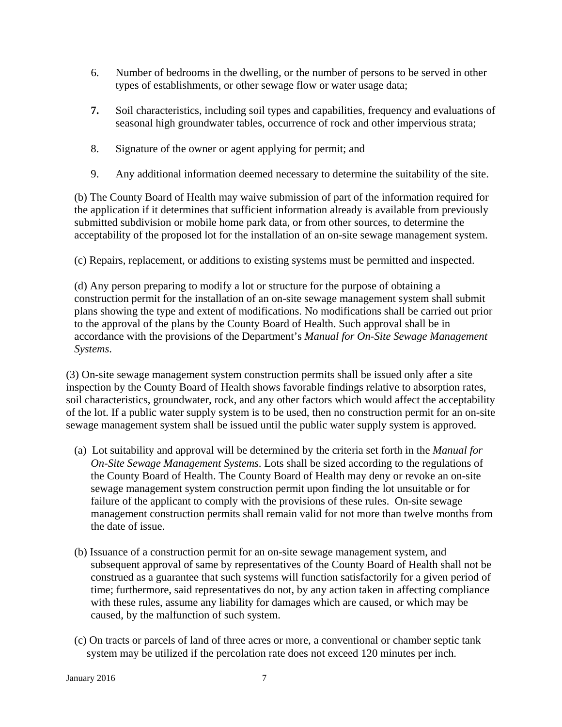6. Number of bedrooms in the dwelling, or the number of persons to be served in other types of establishments, or other sewage flow or water usage data;

**7.** Soil characteristics, including soil types and capabilities, frequency and evaluations of seasonal high groundwater tables, occurrence of rock and other impervious strata;

8. Signature of the owner or agent applying for permit; and

9. Any additional information deemed necessary to determine the suitability of the site.

(b) The County Board of Health may waive submission of part of the information required for the application if it determines that sufficient information already is available from previously submitted subdivision or mobile home park data, or from other sources, to determine the acceptability of the proposed lot for the installation of an on-site sewage management system.

(c) Repairs, replacement, or additions to existing systems must be permitted and inspected.

(d) Any person preparing to modify a lot or structure for the purpose of obtaining a construction permit for the installation of an on-site sewage management system shall submit plans showing the type and extent of modifications. No modifications shall be carried out prior to the approval of the plans by the County Board of Health. Such approval shall be in accordance with the provisions of the Department's *Manual for On-Site Sewage Management Systems*.

(3) On-site sewage management system construction permits shall be issued only after a site inspection by the County Board of Health shows favorable findings relative to absorption rates, soil characteristics, groundwater, rock, and any other factors which would affect the acceptability of the lot. If a public water supply system is to be used, then no construction permit for an on-site sewage management system shall be issued until the public water supply system is approved.

(a) Lot suitability and approval will be determined by the criteria set forth in the *Manual for On-Site Sewage Management Systems*. Lots shall be sized according to the regulations of the County Board of Health. The County Board of Health may deny or revoke an on-site sewage management system construction permit upon finding the lot unsuitable or for failure of the applicant to comply with the provisions of these rules. On-site sewage management construction permits shall remain valid for not more than twelve months from the date of issue.

(b) Issuance of a construction permit for an on-site sewage management system, and subsequent approval of same by representatives of the County Board of Health shall not be construed as a guarantee that such systems will function satisfactorily for a given period of time; furthermore, said representatives do not, by any action taken in affecting compliance with these rules, assume any liability for damages which are caused, or which may be caused, by the malfunction of such system.

(c) On tracts or parcels of land of three acres or more, a conventional or chamber septic tank system may be utilized if the percolation rate does not exceed 120 minutes per inch.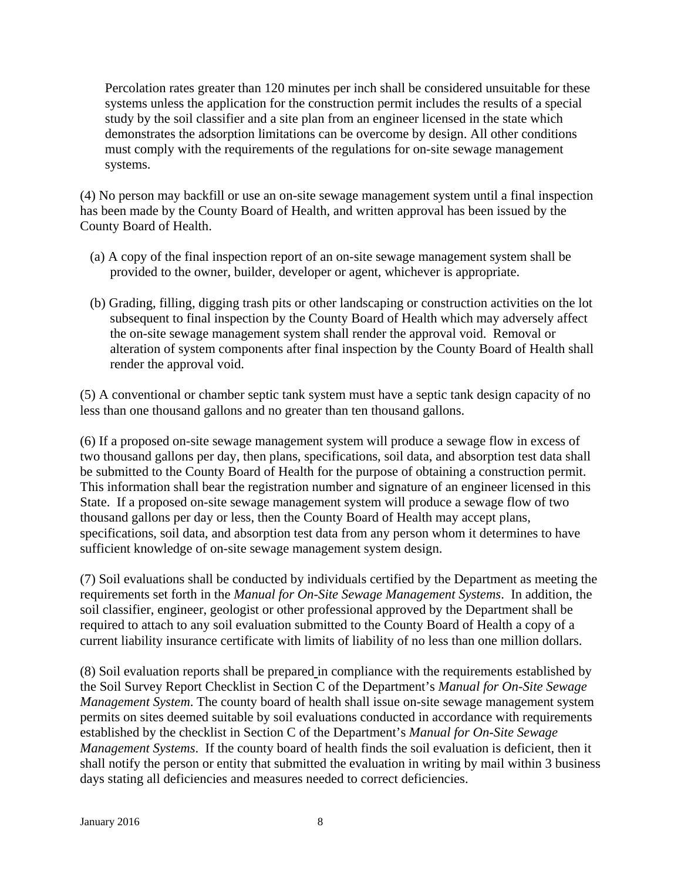Percolation rates greater than 120 minutes per inch shall be considered unsuitable for these systems unless the application for the construction permit includes the results of a special study by the soil classifier and a site plan from an engineer licensed in the state which demonstrates the adsorption limitations can be overcome by design. All other conditions must comply with the requirements of the regulations for on-site sewage management systems.

(4) No person may backfill or use an on-site sewage management system until a final inspection has been made by the County Board of Health, and written approval has been issued by the County Board of Health.

(a) A copy of the final inspection report of an on-site sewage management system shall be provided to the owner, builder, developer or agent, whichever is appropriate.

(b) Grading, filling, digging trash pits or other landscaping or construction activities on the lot subsequent to final inspection by the County Board of Health which may adversely affect the on-site sewage management system shall render the approval void. Removal or alteration of system components after final inspection by the County Board of Health shall render the approval void.

(5) A conventional or chamber septic tank system must have a septic tank design capacity of no less than one thousand gallons and no greater than ten thousand gallons.

(6) If a proposed on-site sewage management system will produce a sewage flow in excess of two thousand gallons per day, then plans, specifications, soil data, and absorption test data shall be submitted to the County Board of Health for the purpose of obtaining a construction permit. This information shall bear the registration number and signature of an engineer licensed in this State. If a proposed on-site sewage management system will produce a sewage flow of two thousand gallons per day or less, then the County Board of Health may accept plans, specifications, soil data, and absorption test data from any person whom it determines to have sufficient knowledge of on-site sewage management system design.

(7) Soil evaluations shall be conducted by individuals certified by the Department as meeting the requirements set forth in the *Manual for On-Site Sewage Management Systems*. In addition, the soil classifier, engineer, geologist or other professional approved by the Department shall be required to attach to any soil evaluation submitted to the County Board of Health a copy of a current liability insurance certificate with limits of liability of no less than one million dollars.

(8) Soil evaluation reports shall be prepared in compliance with the requirements established by the Soil Survey Report Checklist in Section C of the Department's *Manual for On-Site Sewage Management System*. The county board of health shall issue on-site sewage management system permits on sites deemed suitable by soil evaluations conducted in accordance with requirements established by the checklist in Section C of the Department's *Manual for On-Site Sewage Management Systems*. If the county board of health finds the soil evaluation is deficient, then it shall notify the person or entity that submitted the evaluation in writing by mail within 3 business days stating all deficiencies and measures needed to correct deficiencies.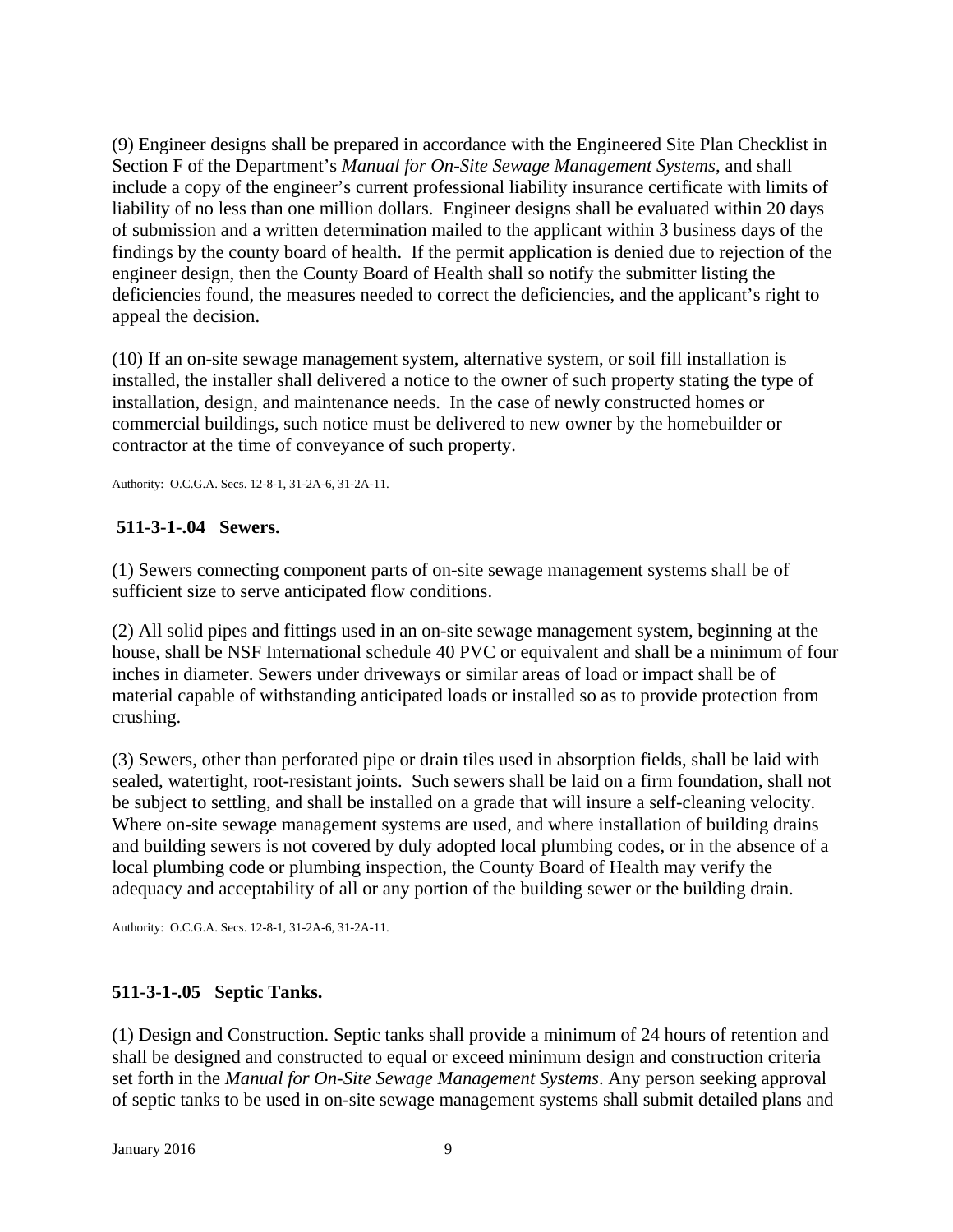(9) Engineer designs shall be prepared in accordance with the Engineered Site Plan Checklist in Section F of the Department's *Manual for On-Site Sewage Management Systems*, and shall include a copy of the engineer's current professional liability insurance certificate with limits of liability of no less than one million dollars. Engineer designs shall be evaluated within 20 days of submission and a written determination mailed to the applicant within 3 business days of the findings by the county board of health. If the permit application is denied due to rejection of the engineer design, then the County Board of Health shall so notify the submitter listing the deficiencies found, the measures needed to correct the deficiencies, and the applicant's right to appeal the decision.

(10) If an on-site sewage management system, alternative system, or soil fill installation is installed, the installer shall delivered a notice to the owner of such property stating the type of installation, design, and maintenance needs. In the case of newly constructed homes or commercial buildings, such notice must be delivered to new owner by the homebuilder or contractor at the time of conveyance of such property.

Authority: O.C.G.A. Secs. 12-8-1, 31-2A-6, 31-2A-11.

### 511-3-1-.04 Sewers.

(1) Sewers connecting component parts of on-site sewage management systems shall be of sufficient size to serve anticipated flow conditions.

(2) All solid pipes and fittings used in an on-site sewage management system, beginning at the house, shall be NSF International schedule 40 PVC or equivalent and shall be a minimum of four inches in diameter. Sewers under driveways or similar areas of load or impact shall be of material capable of withstanding anticipated loads or installed so as to provide protection from crushing.

(3) Sewers, other than perforated pipe or drain tiles used in absorption fields, shall be laid with sealed, watertight, root-resistant joints. Such sewers shall be laid on a firm foundation, shall not be subject to settling, and shall be installed on a grade that will insure a self-cleaning velocity. Where on-site sewage management systems are used, and where installation of building drains and building sewers is not covered by duly adopted local plumbing codes, or in the absence of a local plumbing code or plumbing inspection, the County Board of Health may verify the adequacy and acceptability of all or any portion of the building sewer or the building drain.

Authority: O.C.G.A. Secs. 12-8-1, 31-2A-6, 31-2A-11.

### 511-3-1-.05 Septic Tanks.

(1) Design and Construction. Septic tanks shall provide a minimum of 24 hours of retention and shall be designed and constructed to equal or exceed minimum design and construction criteria set forth in the *Manual for On-Site Sewage Management Systems*. Any person seeking approval of septic tanks to be used in on-site sewage management systems shall submit detailed plans and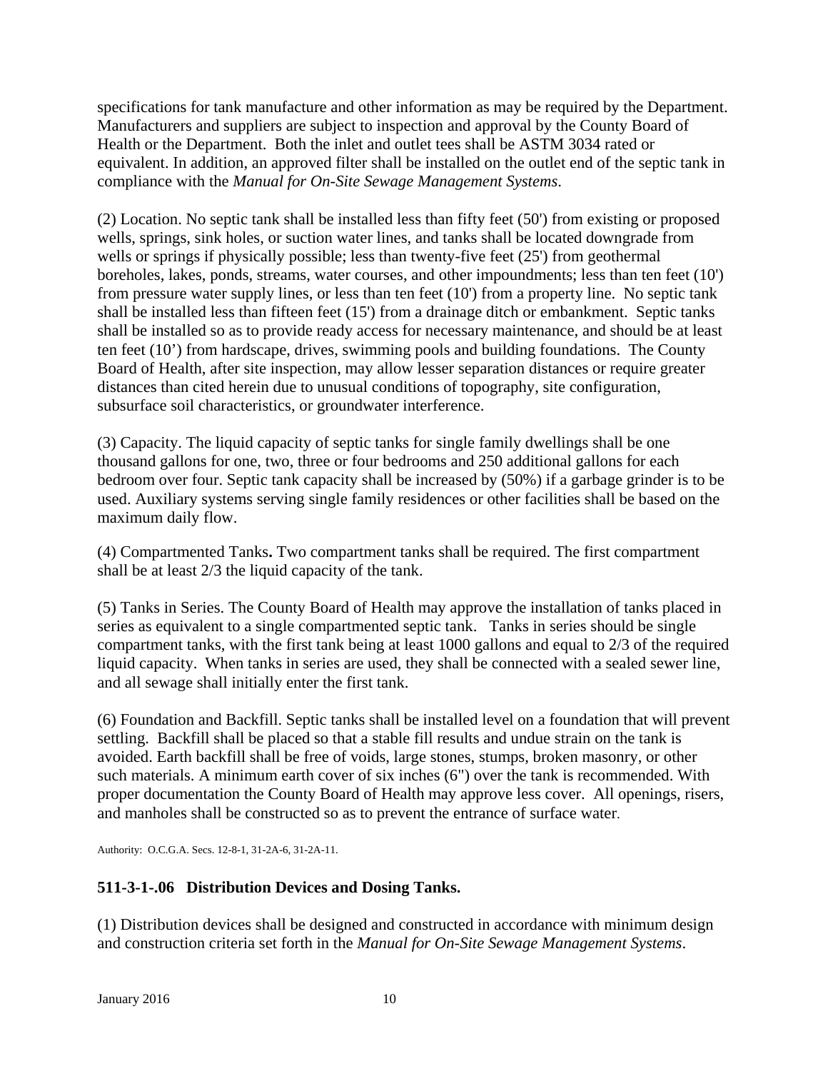specifications for tank manufacture and other information as may be required by the Department. Manufacturers and suppliers are subject to inspection and approval by the County Board of Health or the Department. Both the inlet and outlet tees shall be ASTM 3034 rated or equivalent. In addition, an approved filter shall be installed on the outlet end of the septic tank in compliance with the *Manual for On-Site Sewage Management Systems*.

(2) Location. No septic tank shall be installed less than fifty feet (50') from existing or proposed wells, springs, sink holes, or suction water lines, and tanks shall be located downgrade from wells or springs if physically possible; less than twenty-five feet (25') from geothermal boreholes, lakes, ponds, streams, water courses, and other impoundments; less than ten feet (10') from pressure water supply lines, or less than ten feet (10') from a property line. No septic tank shall be installed less than fifteen feet (15') from a drainage ditch or embankment. Septic tanks shall be installed so as to provide ready access for necessary maintenance, and should be at least ten feet (10') from hardscape, drives, swimming pools and building foundations. The County Board of Health, after site inspection, may allow lesser separation distances or require greater distances than cited herein due to unusual conditions of topography, site configuration, subsurface soil characteristics, or groundwater interference.

(3) Capacity. The liquid capacity of septic tanks for single family dwellings shall be one thousand gallons for one, two, three or four bedrooms and 250 additional gallons for each bedroom over four. Septic tank capacity shall be increased by (50%) if a garbage grinder is to be used. Auxiliary systems serving single family residences or other facilities shall be based on the maximum daily flow.

(4) Compartmented Tanks**.** Two compartment tanks shall be required. The first compartment shall be at least 2/3 the liquid capacity of the tank.

(5) Tanks in Series. The County Board of Health may approve the installation of tanks placed in series as equivalent to a single compartmented septic tank. Tanks in series should be single compartment tanks, with the first tank being at least 1000 gallons and equal to 2/3 of the required liquid capacity. When tanks in series are used, they shall be connected with a sealed sewer line, and all sewage shall initially enter the first tank.

(6) Foundation and Backfill. Septic tanks shall be installed level on a foundation that will prevent settling. Backfill shall be placed so that a stable fill results and undue strain on the tank is avoided. Earth backfill shall be free of voids, large stones, stumps, broken masonry, or other such materials. A minimum earth cover of six inches (6") over the tank is recommended. With proper documentation the County Board of Health may approve less cover. All openings, risers, and manholes shall be constructed so as to prevent the entrance of surface water.

Authority: O.C.G.A. Secs. 12-8-1, 31-2A-6, 31-2A-11.

### 511-3-1-.06 Distribution Devices and Dosing Tanks.

(1) Distribution devices shall be designed and constructed in accordance with minimum design and construction criteria set forth in the *Manual for On-Site Sewage Management Systems*.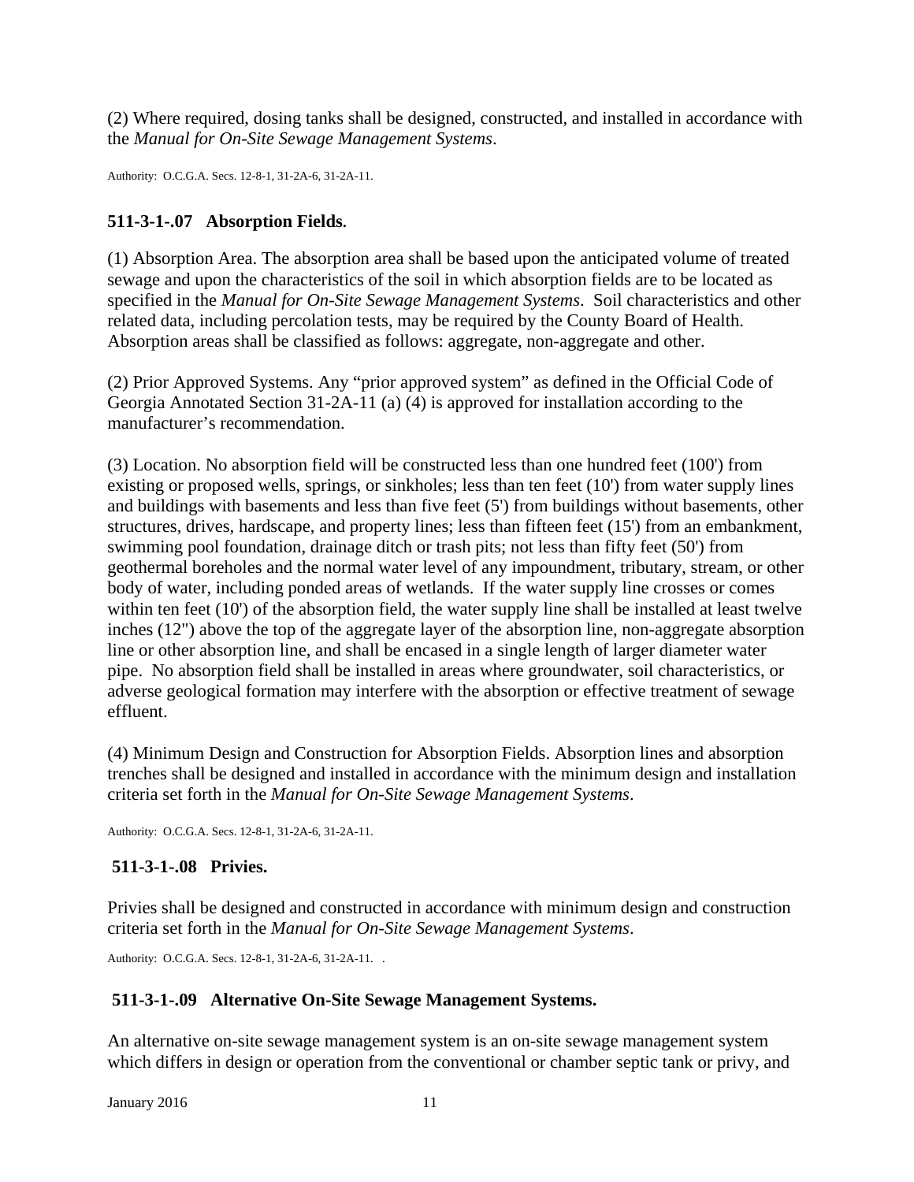(2) Where required, dosing tanks shall be designed, constructed, and installed in accordance with the *Manual for On-Site Sewage Management Systems*.

Authority: O.C.G.A. Secs. 12-8-1, 31-2A-6, 31-2A-11.

### 511-3-1-.07 Absorption Fields.

(1) Absorption Area. The absorption area shall be based upon the anticipated volume of treated sewage and upon the characteristics of the soil in which absorption fields are to be located as specified in the *Manual for On-Site Sewage Management Systems*. Soil characteristics and other related data, including percolation tests, may be required by the County Board of Health. Absorption areas shall be classified as follows: aggregate, non-aggregate and other.

(2) Prior Approved Systems. Any "prior approved system" as defined in the Official Code of Georgia Annotated Section 31-2A-11 (a) (4) is approved for installation according to the manufacturer's recommendation.

(3) Location. No absorption field will be constructed less than one hundred feet (100') from existing or proposed wells, springs, or sinkholes; less than ten feet (10') from water supply lines and buildings with basements and less than five feet (5') from buildings without basements, other structures, drives, hardscape, and property lines; less than fifteen feet (15') from an embankment, swimming pool foundation, drainage ditch or trash pits; not less than fifty feet (50') from geothermal boreholes and the normal water level of any impoundment, tributary, stream, or other body of water, including ponded areas of wetlands. If the water supply line crosses or comes within ten feet (10') of the absorption field, the water supply line shall be installed at least twelve inches (12") above the top of the aggregate layer of the absorption line, non-aggregate absorption line or other absorption line, and shall be encased in a single length of larger diameter water pipe. No absorption field shall be installed in areas where groundwater, soil characteristics, or adverse geological formation may interfere with the absorption or effective treatment of sewage effluent.

(4) Minimum Design and Construction for Absorption Fields. Absorption lines and absorption trenches shall be designed and installed in accordance with the minimum design and installation criteria set forth in the *Manual for On-Site Sewage Management Systems*.

Authority: O.C.G.A. Secs. 12-8-1, 31-2A-6, 31-2A-11.

### 511-3-1-.08 Privies.

Privies shall be designed and constructed in accordance with minimum design and construction criteria set forth in the *Manual for On-Site Sewage Management Systems*.

Authority: O.C.G.A. Secs. 12-8-1, 31-2A-6, 31-2A-11. .

### 511-3-1-.09 Alternative On-Site Sewage Management Systems.

An alternative on-site sewage management system is an on-site sewage management system which differs in design or operation from the conventional or chamber septic tank or privy, and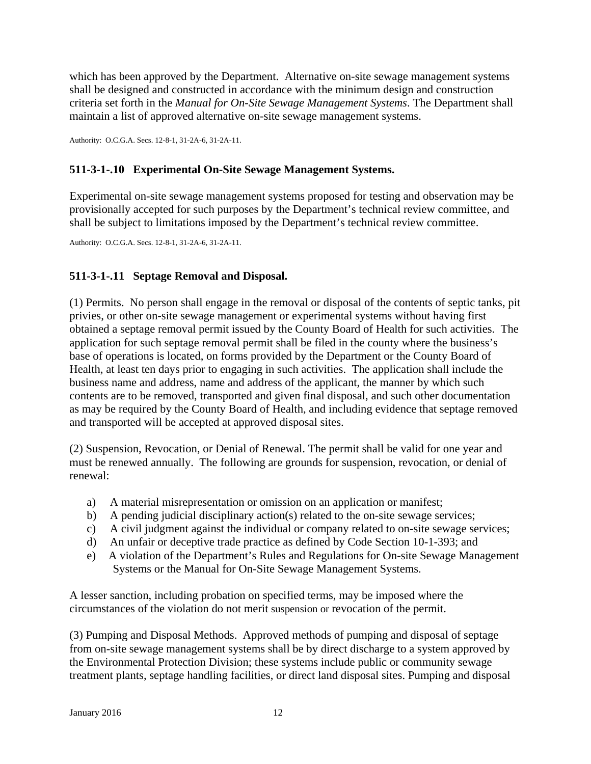which has been approved by the Department. Alternative on-site sewage management systems shall be designed and constructed in accordance with the minimum design and construction criteria set forth in the *Manual for On-Site Sewage Management Systems*. The Department shall maintain a list of approved alternative on-site sewage management systems.

Authority: O.C.G.A. Secs. 12-8-1, 31-2A-6, 31-2A-11.

### 511-3-1-.10 Experimental On-Site Sewage Management Systems.

Experimental on-site sewage management systems proposed for testing and observation may be provisionally accepted for such purposes by the Department's technical review committee, and shall be subject to limitations imposed by the Department's technical review committee.

Authority: O.C.G.A. Secs. 12-8-1, 31-2A-6, 31-2A-11.

### 511-3-1-.11 Septage Removal and Disposal.

(1) Permits. No person shall engage in the removal or disposal of the contents of septic tanks, pit privies, or other on-site sewage management or experimental systems without having first obtained a septage removal permit issued by the County Board of Health for such activities. The application for such septage removal permit shall be filed in the county where the business's base of operations is located, on forms provided by the Department or the County Board of Health, at least ten days prior to engaging in such activities. The application shall include the business name and address, name and address of the applicant, the manner by which such contents are to be removed, transported and given final disposal, and such other documentation as may be required by the County Board of Health, and including evidence that septage removed and transported will be accepted at approved disposal sites.

(2) Suspension, Revocation, or Denial of Renewal. The permit shall be valid for one year and must be renewed annually. The following are grounds for suspension, revocation, or denial of renewal:

a) A material misrepresentation or omission on an application or manifest;
b) A pending judicial disciplinary action(s) related to the on-site sewage services;
c) A civil judgment against the individual or company related to on-site sewage services;
d) An unfair or deceptive trade practice as defined by Code Section 10-1-393; and
e) A violation of the Department's Rules and Regulations for On-site Sewage Management Systems or the Manual for On-Site Sewage Management Systems.

A lesser sanction, including probation on specified terms, may be imposed where the circumstances of the violation do not merit suspension or revocation of the permit.

(3) Pumping and Disposal Methods. Approved methods of pumping and disposal of septage from on-site sewage management systems shall be by direct discharge to a system approved by the Environmental Protection Division; these systems include public or community sewage treatment plants, septage handling facilities, or direct land disposal sites. Pumping and disposal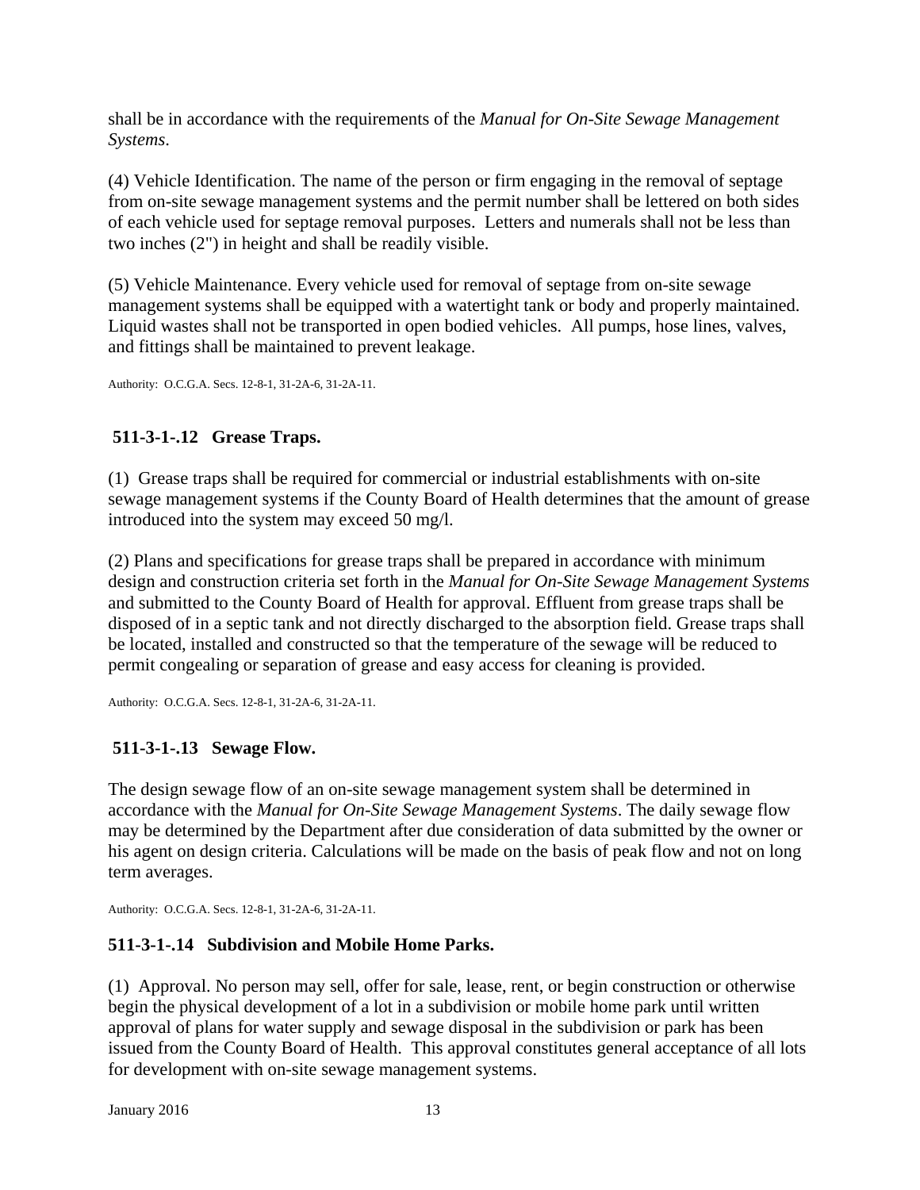shall be in accordance with the requirements of the *Manual for On-Site Sewage Management Systems*.

(4) Vehicle Identification. The name of the person or firm engaging in the removal of septage from on-site sewage management systems and the permit number shall be lettered on both sides of each vehicle used for septage removal purposes. Letters and numerals shall not be less than two inches (2") in height and shall be readily visible.

(5) Vehicle Maintenance. Every vehicle used for removal of septage from on-site sewage management systems shall be equipped with a watertight tank or body and properly maintained. Liquid wastes shall not be transported in open bodied vehicles. All pumps, hose lines, valves, and fittings shall be maintained to prevent leakage.

Authority: O.C.G.A. Secs. 12-8-1, 31-2A-6, 31-2A-11.

### 511-3-1-.12 Grease Traps.

(1) Grease traps shall be required for commercial or industrial establishments with on-site sewage management systems if the County Board of Health determines that the amount of grease introduced into the system may exceed 50 mg/l.

(2) Plans and specifications for grease traps shall be prepared in accordance with minimum design and construction criteria set forth in the *Manual for On-Site Sewage Management Systems* and submitted to the County Board of Health for approval. Effluent from grease traps shall be disposed of in a septic tank and not directly discharged to the absorption field. Grease traps shall be located, installed and constructed so that the temperature of the sewage will be reduced to permit congealing or separation of grease and easy access for cleaning is provided.

Authority: O.C.G.A. Secs. 12-8-1, 31-2A-6, 31-2A-11.

### 511-3-1-.13 Sewage Flow.

The design sewage flow of an on-site sewage management system shall be determined in accordance with the *Manual for On-Site Sewage Management Systems*. The daily sewage flow may be determined by the Department after due consideration of data submitted by the owner or his agent on design criteria. Calculations will be made on the basis of peak flow and not on long term averages.

Authority: O.C.G.A. Secs. 12-8-1, 31-2A-6, 31-2A-11.

### 511-3-1-.14 Subdivision and Mobile Home Parks.

(1) Approval. No person may sell, offer for sale, lease, rent, or begin construction or otherwise begin the physical development of a lot in a subdivision or mobile home park until written approval of plans for water supply and sewage disposal in the subdivision or park has been issued from the County Board of Health. This approval constitutes general acceptance of all lots for development with on-site sewage management systems.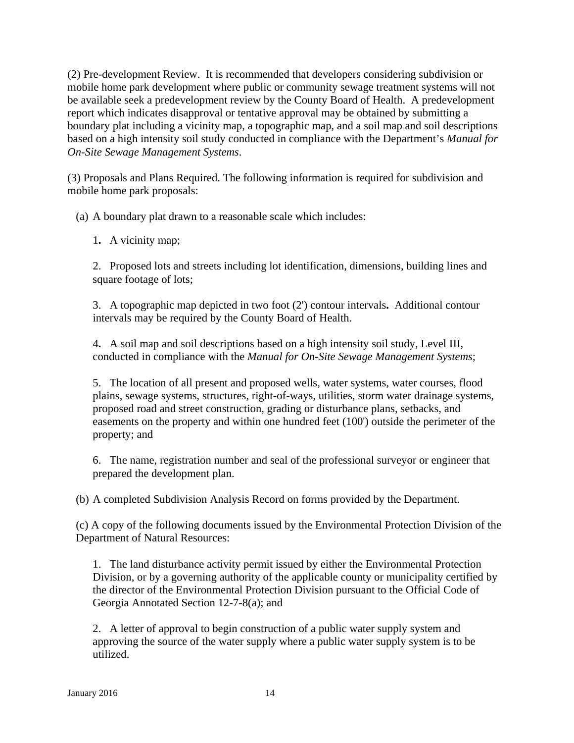(2) Pre-development Review. It is recommended that developers considering subdivision or mobile home park development where public or community sewage treatment systems will not be available seek a predevelopment review by the County Board of Health. A predevelopment report which indicates disapproval or tentative approval may be obtained by submitting a boundary plat including a vicinity map, a topographic map, and a soil map and soil descriptions based on a high intensity soil study conducted in compliance with the Department's *Manual for On-Site Sewage Management Systems*.

(3) Proposals and Plans Required. The following information is required for subdivision and mobile home park proposals:

(a) A boundary plat drawn to a reasonable scale which includes:

1. A vicinity map;

2. Proposed lots and streets including lot identification, dimensions, building lines and square footage of lots;

3. A topographic map depicted in two foot (2') contour intervals. Additional contour intervals may be required by the County Board of Health.

4. A soil map and soil descriptions based on a high intensity soil study, Level III, conducted in compliance with the *Manual for On-Site Sewage Management Systems*;

5. The location of all present and proposed wells, water systems, water courses, flood plains, sewage systems, structures, right-of-ways, utilities, storm water drainage systems, proposed road and street construction, grading or disturbance plans, setbacks, and easements on the property and within one hundred feet (100') outside the perimeter of the property; and

6. The name, registration number and seal of the professional surveyor or engineer that prepared the development plan.

(b) A completed Subdivision Analysis Record on forms provided by the Department.

(c) A copy of the following documents issued by the Environmental Protection Division of the Department of Natural Resources:

1. The land disturbance activity permit issued by either the Environmental Protection Division, or by a governing authority of the applicable county or municipality certified by the director of the Environmental Protection Division pursuant to the Official Code of Georgia Annotated Section 12-7-8(a); and

2. A letter of approval to begin construction of a public water supply system and approving the source of the water supply where a public water supply system is to be utilized.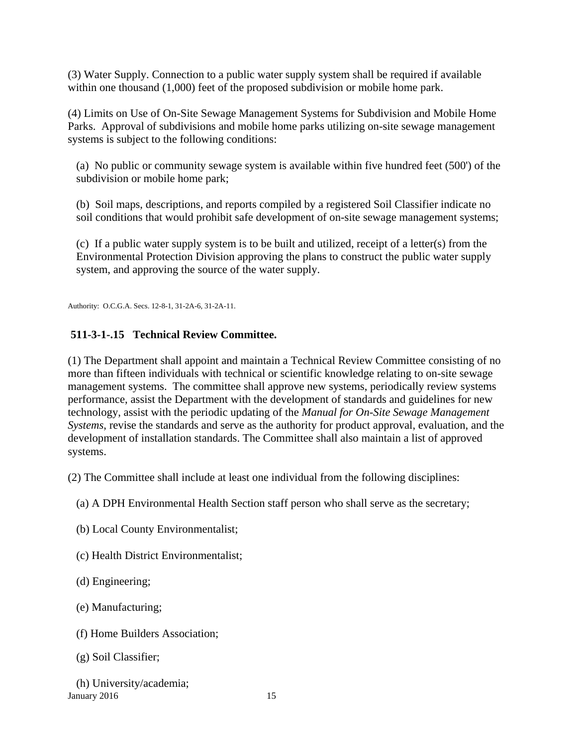(3) Water Supply. Connection to a public water supply system shall be required if available within one thousand (1,000) feet of the proposed subdivision or mobile home park.

(4) Limits on Use of On-Site Sewage Management Systems for Subdivision and Mobile Home Parks. Approval of subdivisions and mobile home parks utilizing on-site sewage management systems is subject to the following conditions:

(a) No public or community sewage system is available within five hundred feet (500') of the subdivision or mobile home park;

(b) Soil maps, descriptions, and reports compiled by a registered Soil Classifier indicate no soil conditions that would prohibit safe development of on-site sewage management systems;

(c) If a public water supply system is to be built and utilized, receipt of a letter(s) from the Environmental Protection Division approving the plans to construct the public water supply system, and approving the source of the water supply.

Authority: O.C.G.A. Secs. 12-8-1, 31-2A-6, 31-2A-11.

### 511-3-1-.15 Technical Review Committee.

(1) The Department shall appoint and maintain a Technical Review Committee consisting of no more than fifteen individuals with technical or scientific knowledge relating to on-site sewage management systems. The committee shall approve new systems, periodically review systems performance, assist the Department with the development of standards and guidelines for new technology, assist with the periodic updating of the *Manual for On-Site Sewage Management Systems*, revise the standards and serve as the authority for product approval, evaluation, and the development of installation standards. The Committee shall also maintain a list of approved systems.

(2) The Committee shall include at least one individual from the following disciplines:

(a) A DPH Environmental Health Section staff person who shall serve as the secretary;

(b) Local County Environmentalist;

(c) Health District Environmentalist;

(d) Engineering;

(e) Manufacturing;

(f) Home Builders Association;

(g) Soil Classifier;

(h) University/academia;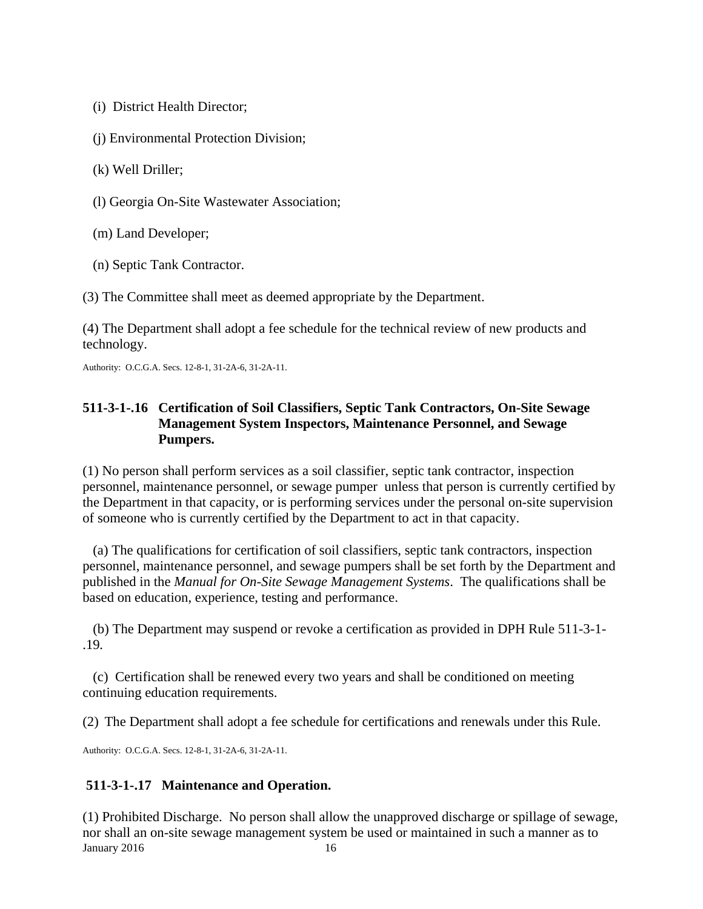(i) District Health Director;

(j) Environmental Protection Division;

(k) Well Driller;

(l) Georgia On-Site Wastewater Association;

(m) Land Developer;

(n) Septic Tank Contractor.

(3) The Committee shall meet as deemed appropriate by the Department.

(4) The Department shall adopt a fee schedule for the technical review of new products and technology.

Authority: O.C.G.A. Secs. 12-8-1, 31-2A-6, 31-2A-11.

### 511-3-1-.16 Certification of Soil Classifiers, Septic Tank Contractors, On-Site Sewage Management System Inspectors, Maintenance Personnel, and Sewage Pumpers.

(1) No person shall perform services as a soil classifier, septic tank contractor, inspection personnel, maintenance personnel, or sewage pumper unless that person is currently certified by the Department in that capacity, or is performing services under the personal on-site supervision of someone who is currently certified by the Department to act in that capacity.

(a) The qualifications for certification of soil classifiers, septic tank contractors, inspection personnel, maintenance personnel, and sewage pumpers shall be set forth by the Department and published in the *Manual for On-Site Sewage Management Systems*. The qualifications shall be based on education, experience, testing and performance.

(b) The Department may suspend or revoke a certification as provided in DPH Rule 511-3-1-.19.

(c) Certification shall be renewed every two years and shall be conditioned on meeting continuing education requirements.

(2) The Department shall adopt a fee schedule for certifications and renewals under this Rule.

Authority: O.C.G.A. Secs. 12-8-1, 31-2A-6, 31-2A-11.

### 511-3-1-.17 Maintenance and Operation.

(1) Prohibited Discharge. No person shall allow the unapproved discharge or spillage of sewage, nor shall an on-site sewage management system be used or maintained in such a manner as to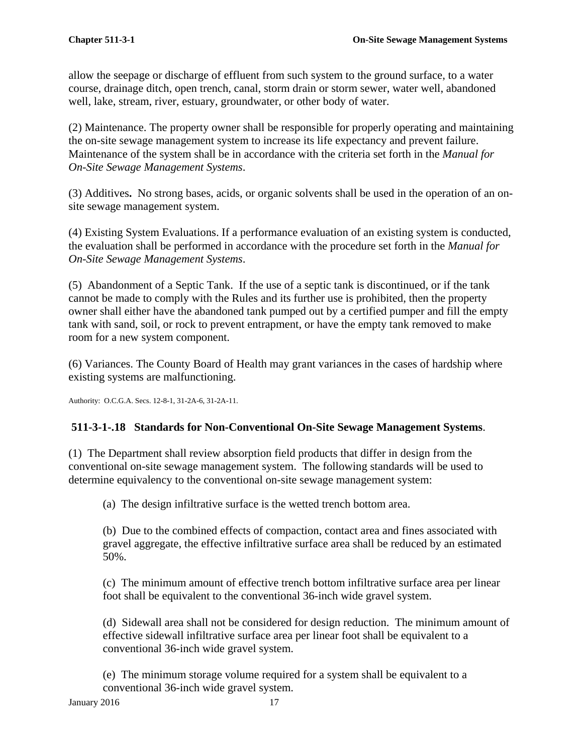allow the seepage or discharge of effluent from such system to the ground surface, to a water course, drainage ditch, open trench, canal, storm drain or storm sewer, water well, abandoned well, lake, stream, river, estuary, groundwater, or other body of water.

(2) Maintenance. The property owner shall be responsible for properly operating and maintaining the on-site sewage management system to increase its life expectancy and prevent failure. Maintenance of the system shall be in accordance with the criteria set forth in the *Manual for On-Site Sewage Management Systems*.

(3) Additives**.** No strong bases, acids, or organic solvents shall be used in the operation of an on-site sewage management system.

(4) Existing System Evaluations. If a performance evaluation of an existing system is conducted, the evaluation shall be performed in accordance with the procedure set forth in the *Manual for On-Site Sewage Management Systems*.

(5) Abandonment of a Septic Tank. If the use of a septic tank is discontinued, or if the tank cannot be made to comply with the Rules and its further use is prohibited, then the property owner shall either have the abandoned tank pumped out by a certified pumper and fill the empty tank with sand, soil, or rock to prevent entrapment, or have the empty tank removed to make room for a new system component.

(6) Variances. The County Board of Health may grant variances in the cases of hardship where existing systems are malfunctioning.

Authority: O.C.G.A. Secs. 12-8-1, 31-2A-6, 31-2A-11.

### 511-3-1-.18 Standards for Non-Conventional On-Site Sewage Management Systems.

(1) The Department shall review absorption field products that differ in design from the conventional on-site sewage management system. The following standards will be used to determine equivalency to the conventional on-site sewage management system:

(a) The design infiltrative surface is the wetted trench bottom area.

(b) Due to the combined effects of compaction, contact area and fines associated with gravel aggregate, the effective infiltrative surface area shall be reduced by an estimated 50%.

(c) The minimum amount of effective trench bottom infiltrative surface area per linear foot shall be equivalent to the conventional 36-inch wide gravel system.

(d) Sidewall area shall not be considered for design reduction. The minimum amount of effective sidewall infiltrative surface area per linear foot shall be equivalent to a conventional 36-inch wide gravel system.

(e) The minimum storage volume required for a system shall be equivalent to a conventional 36-inch wide gravel system.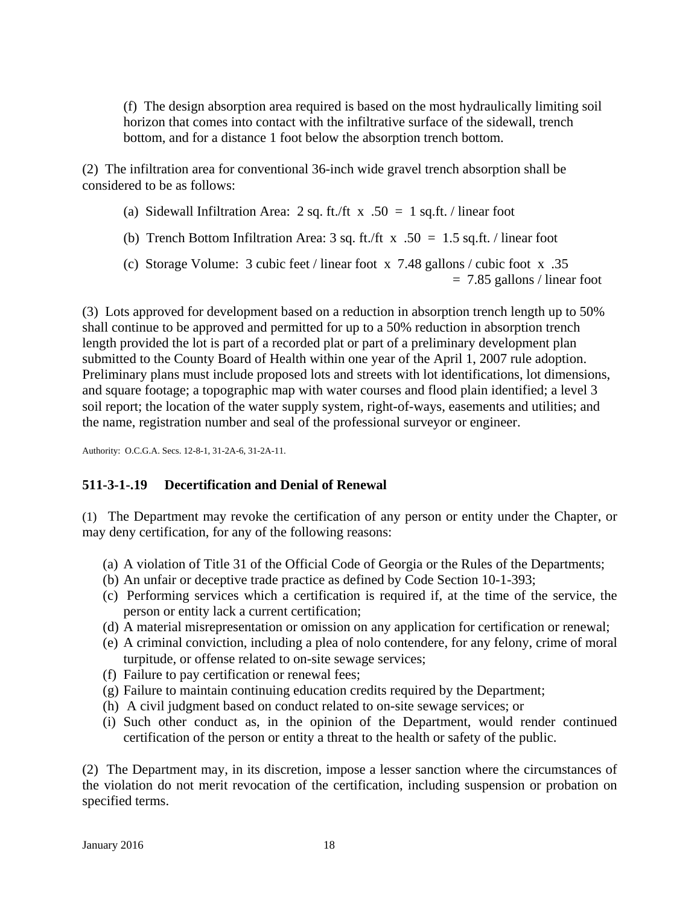(f) The design absorption area required is based on the most hydraulically limiting soil horizon that comes into contact with the infiltrative surface of the sidewall, trench bottom, and for a distance 1 foot below the absorption trench bottom.

(2) The infiltration area for conventional 36-inch wide gravel trench absorption shall be considered to be as follows:

(a) Sidewall Infiltration Area: 2 sq. ft./ft x .50 = 1 sq.ft. / linear foot

(b) Trench Bottom Infiltration Area: 3 sq. ft./ft x .50 = 1.5 sq.ft. / linear foot

(c) Storage Volume: 3 cubic feet / linear foot x 7.48 gallons / cubic foot x .35 = 7.85 gallons / linear foot

(3) Lots approved for development based on a reduction in absorption trench length up to 50% shall continue to be approved and permitted for up to a 50% reduction in absorption trench length provided the lot is part of a recorded plat or part of a preliminary development plan submitted to the County Board of Health within one year of the April 1, 2007 rule adoption. Preliminary plans must include proposed lots and streets with lot identifications, lot dimensions, and square footage; a topographic map with water courses and flood plain identified; a level 3 soil report; the location of the water supply system, right-of-ways, easements and utilities; and the name, registration number and seal of the professional surveyor or engineer.

Authority: O.C.G.A. Secs. 12-8-1, 31-2A-6, 31-2A-11.

### 511-3-1-.19 Decertification and Denial of Renewal

(1) The Department may revoke the certification of any person or entity under the Chapter, or may deny certification, for any of the following reasons:

(a) A violation of Title 31 of the Official Code of Georgia or the Rules of the Departments;
(b) An unfair or deceptive trade practice as defined by Code Section 10-1-393;
(c) Performing services which a certification is required if, at the time of the service, the person or entity lack a current certification;
(d) A material misrepresentation or omission on any application for certification or renewal;
(e) A criminal conviction, including a plea of nolo contendere, for any felony, crime of moral turpitude, or offense related to on-site sewage services;
(f) Failure to pay certification or renewal fees;
(g) Failure to maintain continuing education credits required by the Department;
(h) A civil judgment based on conduct related to on-site sewage services; or
(i) Such other conduct as, in the opinion of the Department, would render continued certification of the person or entity a threat to the health or safety of the public.

(2) The Department may, in its discretion, impose a lesser sanction where the circumstances of the violation do not merit revocation of the certification, including suspension or probation on specified terms.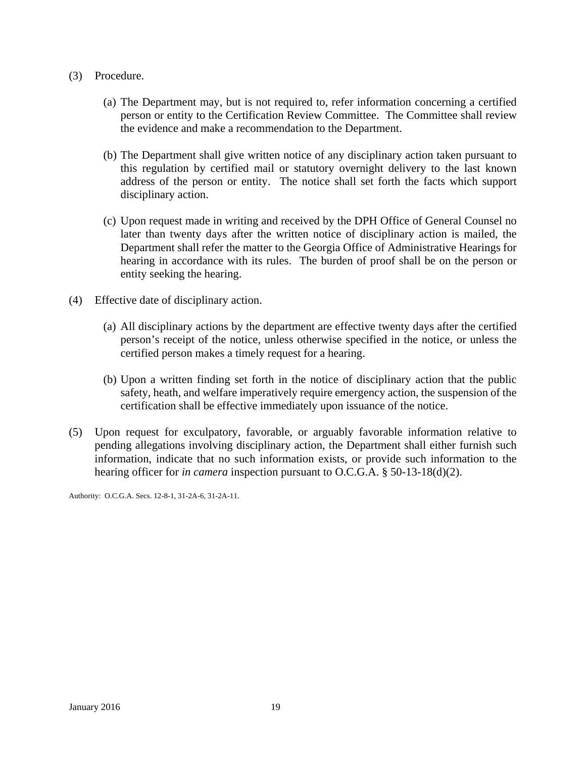(3) Procedure.

(a) The Department may, but is not required to, refer information concerning a certified person or entity to the Certification Review Committee. The Committee shall review the evidence and make a recommendation to the Department.

(b) The Department shall give written notice of any disciplinary action taken pursuant to this regulation by certified mail or statutory overnight delivery to the last known address of the person or entity. The notice shall set forth the facts which support disciplinary action.

(c) Upon request made in writing and received by the DPH Office of General Counsel no later than twenty days after the written notice of disciplinary action is mailed, the Department shall refer the matter to the Georgia Office of Administrative Hearings for hearing in accordance with its rules. The burden of proof shall be on the person or entity seeking the hearing.

(4) Effective date of disciplinary action.

(a) All disciplinary actions by the department are effective twenty days after the certified person's receipt of the notice, unless otherwise specified in the notice, or unless the certified person makes a timely request for a hearing.

(b) Upon a written finding set forth in the notice of disciplinary action that the public safety, heath, and welfare imperatively require emergency action, the suspension of the certification shall be effective immediately upon issuance of the notice.

(5) Upon request for exculpatory, favorable, or arguably favorable information relative to pending allegations involving disciplinary action, the Department shall either furnish such information, indicate that no such information exists, or provide such information to the hearing officer for *in camera* inspection pursuant to O.C.G.A. § 50-13-18(d)(2).

Authority: O.C.G.A. Secs. 12-8-1, 31-2A-6, 31-2A-11.

January 2016